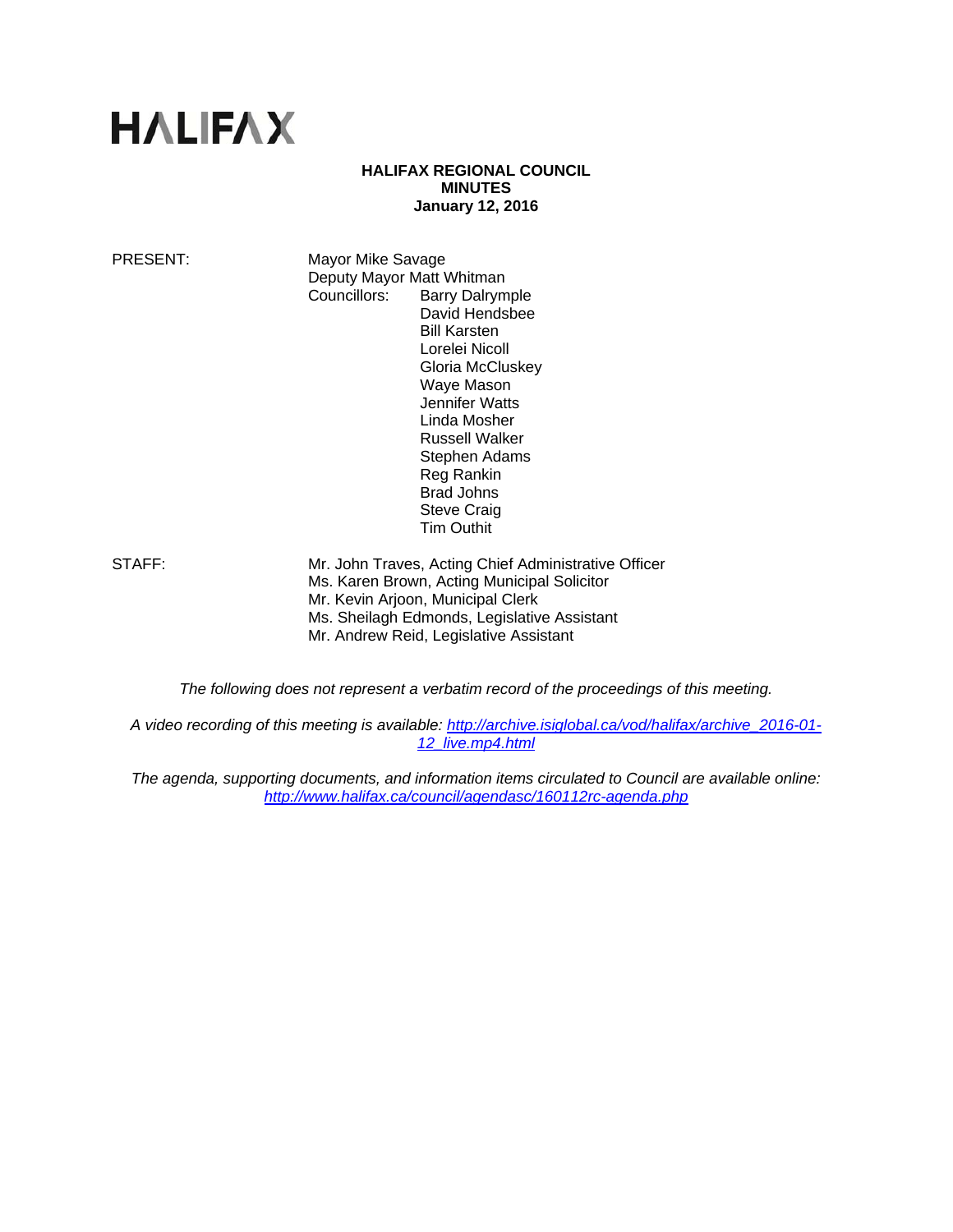# HALIFAX

**HALIFAX REGIONAL COUNCIL**
**MINUTES**
**January 12, 2016**

PRESENT: Mayor Mike Savage
Deputy Mayor Matt Whitman
Councillors: Barry Dalrymple
David Hendsbee
Bill Karsten
Lorelei Nicoll
Gloria McCluskey
Waye Mason
Jennifer Watts
Linda Mosher
Russell Walker
Stephen Adams
Reg Rankin
Brad Johns
Steve Craig
Tim Outhit

STAFF: Mr. John Traves, Acting Chief Administrative Officer
Ms. Karen Brown, Acting Municipal Solicitor
Mr. Kevin Arjoon, Municipal Clerk
Ms. Sheilagh Edmonds, Legislative Assistant
Mr. Andrew Reid, Legislative Assistant

*The following does not represent a verbatim record of the proceedings of this meeting.*

*A video recording of this meeting is available: http://archive.isiglobal.ca/vod/halifax/archive_2016-01-12_live.mp4.html*

*The agenda, supporting documents, and information items circulated to Council are available online: http://www.halifax.ca/council/agendasc/160112rc-agenda.php*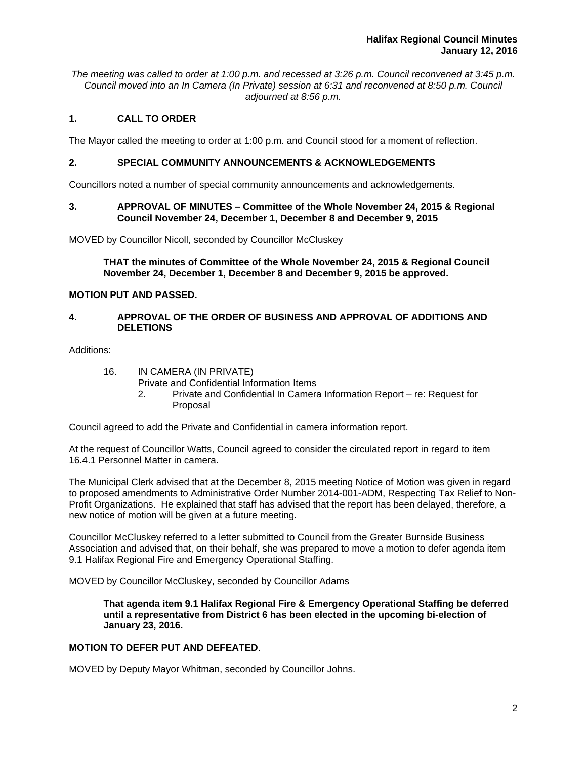*The meeting was called to order at 1:00 p.m. and recessed at 3:26 p.m. Council reconvened at 3:45 p.m. Council moved into an In Camera (In Private) session at 6:31 and reconvened at 8:50 p.m. Council adjourned at 8:56 p.m.*

## 1. CALL TO ORDER

The Mayor called the meeting to order at 1:00 p.m. and Council stood for a moment of reflection.

## 2. SPECIAL COMMUNITY ANNOUNCEMENTS & ACKNOWLEDGEMENTS

Councillors noted a number of special community announcements and acknowledgements.

## 3. APPROVAL OF MINUTES – Committee of the Whole November 24, 2015 & Regional Council November 24, December 1, December 8 and December 9, 2015

MOVED by Councillor Nicoll, seconded by Councillor McCluskey

> **THAT the minutes of Committee of the Whole November 24, 2015 & Regional Council November 24, December 1, December 8 and December 9, 2015 be approved.**

**MOTION PUT AND PASSED.**

## 4. APPROVAL OF THE ORDER OF BUSINESS AND APPROVAL OF ADDITIONS AND DELETIONS

Additions:

16. IN CAMERA (IN PRIVATE)
    Private and Confidential Information Items
    2. Private and Confidential In Camera Information Report – re: Request for Proposal

Council agreed to add the Private and Confidential in camera information report.

At the request of Councillor Watts, Council agreed to consider the circulated report in regard to item 16.4.1 Personnel Matter in camera.

The Municipal Clerk advised that at the December 8, 2015 meeting Notice of Motion was given in regard to proposed amendments to Administrative Order Number 2014-001-ADM, Respecting Tax Relief to Non-Profit Organizations. He explained that staff has advised that the report has been delayed, therefore, a new notice of motion will be given at a future meeting.

Councillor McCluskey referred to a letter submitted to Council from the Greater Burnside Business Association and advised that, on their behalf, she was prepared to move a motion to defer agenda item 9.1 Halifax Regional Fire and Emergency Operational Staffing.

MOVED by Councillor McCluskey, seconded by Councillor Adams

> **That agenda item 9.1 Halifax Regional Fire & Emergency Operational Staffing be deferred until a representative from District 6 has been elected in the upcoming bi-election of January 23, 2016.**

**MOTION TO DEFER PUT AND DEFEATED**.

MOVED by Deputy Mayor Whitman, seconded by Councillor Johns.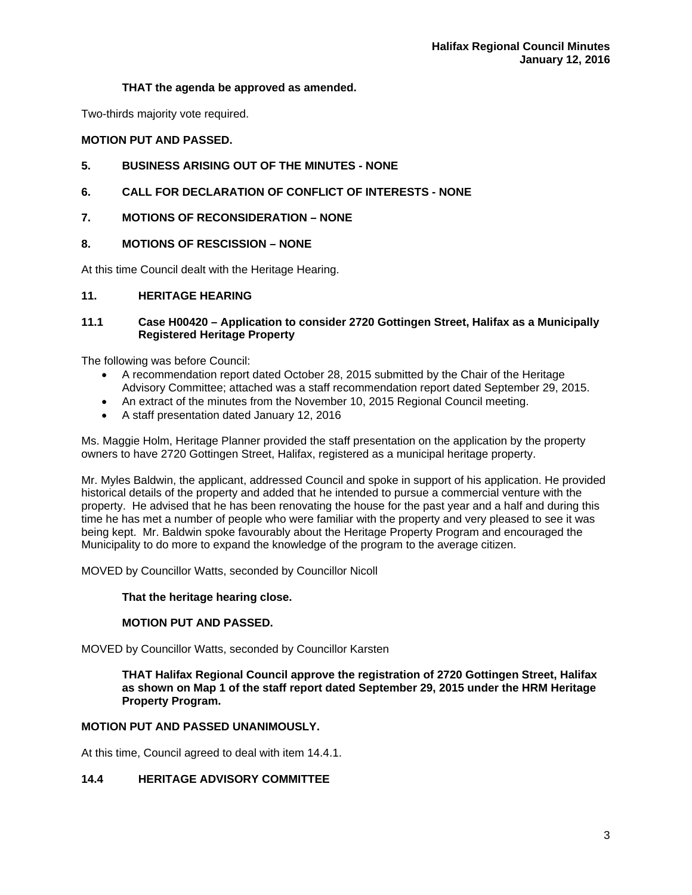**THAT the agenda be approved as amended.**

Two-thirds majority vote required.

**MOTION PUT AND PASSED.**

## 5. BUSINESS ARISING OUT OF THE MINUTES - NONE

## 6. CALL FOR DECLARATION OF CONFLICT OF INTERESTS - NONE

## 7. MOTIONS OF RECONSIDERATION – NONE

## 8. MOTIONS OF RESCISSION – NONE

At this time Council dealt with the Heritage Hearing.

## 11. HERITAGE HEARING

### 11.1 Case H00420 – Application to consider 2720 Gottingen Street, Halifax as a Municipally Registered Heritage Property

The following was before Council:

- A recommendation report dated October 28, 2015 submitted by the Chair of the Heritage Advisory Committee; attached was a staff recommendation report dated September 29, 2015.
- An extract of the minutes from the November 10, 2015 Regional Council meeting.
- A staff presentation dated January 12, 2016

Ms. Maggie Holm, Heritage Planner provided the staff presentation on the application by the property owners to have 2720 Gottingen Street, Halifax, registered as a municipal heritage property.

Mr. Myles Baldwin, the applicant, addressed Council and spoke in support of his application. He provided historical details of the property and added that he intended to pursue a commercial venture with the property. He advised that he has been renovating the house for the past year and a half and during this time he has met a number of people who were familiar with the property and very pleased to see it was being kept. Mr. Baldwin spoke favourably about the Heritage Property Program and encouraged the Municipality to do more to expand the knowledge of the program to the average citizen.

MOVED by Councillor Watts, seconded by Councillor Nicoll

**That the heritage hearing close.**

**MOTION PUT AND PASSED.**

MOVED by Councillor Watts, seconded by Councillor Karsten

**THAT Halifax Regional Council approve the registration of 2720 Gottingen Street, Halifax as shown on Map 1 of the staff report dated September 29, 2015 under the HRM Heritage Property Program.**

**MOTION PUT AND PASSED UNANIMOUSLY.**

At this time, Council agreed to deal with item 14.4.1.

## 14.4 HERITAGE ADVISORY COMMITTEE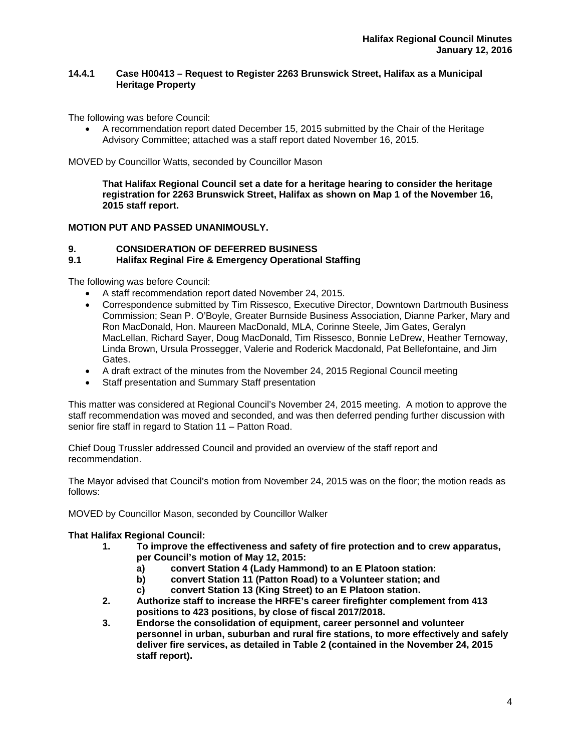### 14.4.1 Case H00413 – Request to Register 2263 Brunswick Street, Halifax as a Municipal Heritage Property

The following was before Council:

- A recommendation report dated December 15, 2015 submitted by the Chair of the Heritage Advisory Committee; attached was a staff report dated November 16, 2015.

MOVED by Councillor Watts, seconded by Councillor Mason

> **That Halifax Regional Council set a date for a heritage hearing to consider the heritage registration for 2263 Brunswick Street, Halifax as shown on Map 1 of the November 16, 2015 staff report.**

**MOTION PUT AND PASSED UNANIMOUSLY.**

## 9. CONSIDERATION OF DEFERRED BUSINESS

### 9.1 Halifax Reginal Fire & Emergency Operational Staffing

The following was before Council:

- A staff recommendation report dated November 24, 2015.
- Correspondence submitted by Tim Rissesco, Executive Director, Downtown Dartmouth Business Commission; Sean P. O'Boyle, Greater Burnside Business Association, Dianne Parker, Mary and Ron MacDonald, Hon. Maureen MacDonald, MLA, Corinne Steele, Jim Gates, Geralyn MacLellan, Richard Sayer, Doug MacDonald, Tim Rissesco, Bonnie LeDrew, Heather Ternoway, Linda Brown, Ursula Prossegger, Valerie and Roderick Macdonald, Pat Bellefontaine, and Jim Gates.
- A draft extract of the minutes from the November 24, 2015 Regional Council meeting
- Staff presentation and Summary Staff presentation

This matter was considered at Regional Council's November 24, 2015 meeting. A motion to approve the staff recommendation was moved and seconded, and was then deferred pending further discussion with senior fire staff in regard to Station 11 – Patton Road.

Chief Doug Trussler addressed Council and provided an overview of the staff report and recommendation.

The Mayor advised that Council's motion from November 24, 2015 was on the floor; the motion reads as follows:

MOVED by Councillor Mason, seconded by Councillor Walker

**That Halifax Regional Council:**

1. **To improve the effectiveness and safety of fire protection and to crew apparatus, per Council's motion of May 12, 2015:**
   a) **convert Station 4 (Lady Hammond) to an E Platoon station:**
   b) **convert Station 11 (Patton Road) to a Volunteer station; and**
   c) **convert Station 13 (King Street) to an E Platoon station.**
2. **Authorize staff to increase the HRFE's career firefighter complement from 413 positions to 423 positions, by close of fiscal 2017/2018.**
3. **Endorse the consolidation of equipment, career personnel and volunteer personnel in urban, suburban and rural fire stations, to more effectively and safely deliver fire services, as detailed in Table 2 (contained in the November 24, 2015 staff report).**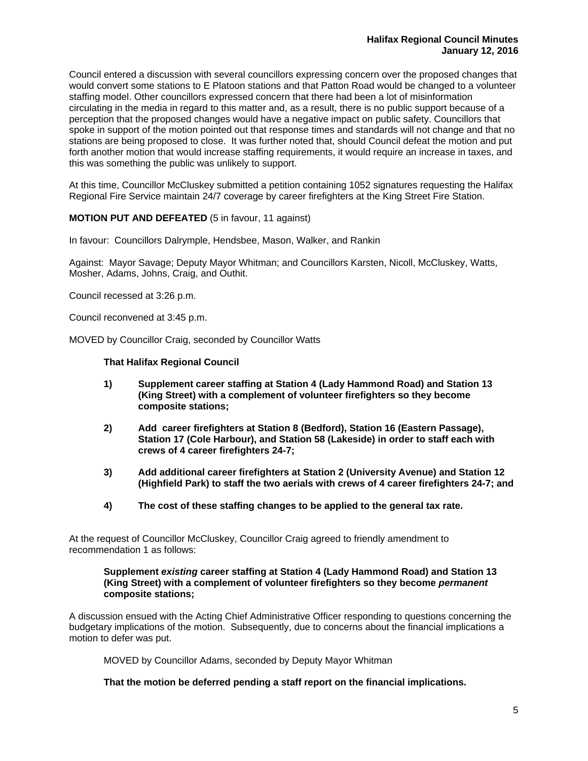Council entered a discussion with several councillors expressing concern over the proposed changes that would convert some stations to E Platoon stations and that Patton Road would be changed to a volunteer staffing model. Other councillors expressed concern that there had been a lot of misinformation circulating in the media in regard to this matter and, as a result, there is no public support because of a perception that the proposed changes would have a negative impact on public safety. Councillors that spoke in support of the motion pointed out that response times and standards will not change and that no stations are being proposed to close. It was further noted that, should Council defeat the motion and put forth another motion that would increase staffing requirements, it would require an increase in taxes, and this was something the public was unlikely to support.

At this time, Councillor McCluskey submitted a petition containing 1052 signatures requesting the Halifax Regional Fire Service maintain 24/7 coverage by career firefighters at the King Street Fire Station.

**MOTION PUT AND DEFEATED** (5 in favour, 11 against)

In favour: Councillors Dalrymple, Hendsbee, Mason, Walker, and Rankin

Against: Mayor Savage; Deputy Mayor Whitman; and Councillors Karsten, Nicoll, McCluskey, Watts, Mosher, Adams, Johns, Craig, and Outhit.

Council recessed at 3:26 p.m.

Council reconvened at 3:45 p.m.

MOVED by Councillor Craig, seconded by Councillor Watts

**That Halifax Regional Council**

1) **Supplement career staffing at Station 4 (Lady Hammond Road) and Station 13 (King Street) with a complement of volunteer firefighters so they become composite stations;**

2) **Add career firefighters at Station 8 (Bedford), Station 16 (Eastern Passage), Station 17 (Cole Harbour), and Station 58 (Lakeside) in order to staff each with crews of 4 career firefighters 24-7;**

3) **Add additional career firefighters at Station 2 (University Avenue) and Station 12 (Highfield Park) to staff the two aerials with crews of 4 career firefighters 24-7; and**

4) **The cost of these staffing changes to be applied to the general tax rate.**

At the request of Councillor McCluskey, Councillor Craig agreed to friendly amendment to recommendation 1 as follows:

**Supplement *existing* career staffing at Station 4 (Lady Hammond Road) and Station 13 (King Street) with a complement of volunteer firefighters so they become *permanent* composite stations;**

A discussion ensued with the Acting Chief Administrative Officer responding to questions concerning the budgetary implications of the motion. Subsequently, due to concerns about the financial implications a motion to defer was put.

MOVED by Councillor Adams, seconded by Deputy Mayor Whitman

**That the motion be deferred pending a staff report on the financial implications.**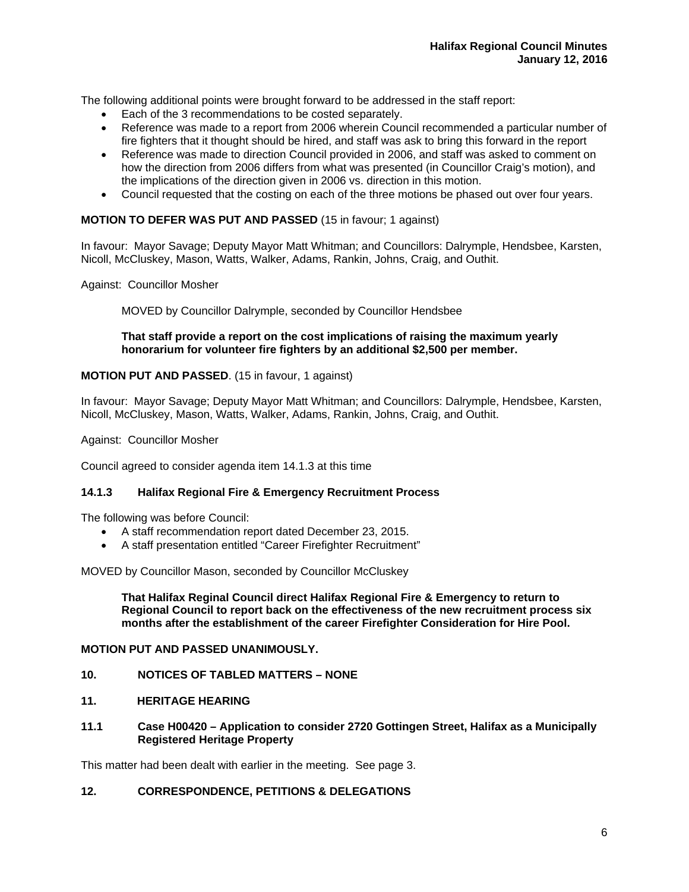The following additional points were brought forward to be addressed in the staff report:

- Each of the 3 recommendations to be costed separately.
- Reference was made to a report from 2006 wherein Council recommended a particular number of fire fighters that it thought should be hired, and staff was ask to bring this forward in the report
- Reference was made to direction Council provided in 2006, and staff was asked to comment on how the direction from 2006 differs from what was presented (in Councillor Craig's motion), and the implications of the direction given in 2006 vs. direction in this motion.
- Council requested that the costing on each of the three motions be phased out over four years.

**MOTION TO DEFER WAS PUT AND PASSED** (15 in favour; 1 against)

In favour: Mayor Savage; Deputy Mayor Matt Whitman; and Councillors: Dalrymple, Hendsbee, Karsten, Nicoll, McCluskey, Mason, Watts, Walker, Adams, Rankin, Johns, Craig, and Outhit.

Against: Councillor Mosher

MOVED by Councillor Dalrymple, seconded by Councillor Hendsbee

**That staff provide a report on the cost implications of raising the maximum yearly honorarium for volunteer fire fighters by an additional $2,500 per member.**

**MOTION PUT AND PASSED**. (15 in favour, 1 against)

In favour: Mayor Savage; Deputy Mayor Matt Whitman; and Councillors: Dalrymple, Hendsbee, Karsten, Nicoll, McCluskey, Mason, Watts, Walker, Adams, Rankin, Johns, Craig, and Outhit.

Against: Councillor Mosher

Council agreed to consider agenda item 14.1.3 at this time

### 14.1.3 Halifax Regional Fire & Emergency Recruitment Process

The following was before Council:

- A staff recommendation report dated December 23, 2015.
- A staff presentation entitled "Career Firefighter Recruitment"

MOVED by Councillor Mason, seconded by Councillor McCluskey

**That Halifax Reginal Council direct Halifax Regional Fire & Emergency to return to Regional Council to report back on the effectiveness of the new recruitment process six months after the establishment of the career Firefighter Consideration for Hire Pool.**

**MOTION PUT AND PASSED UNANIMOUSLY.**

## 10. NOTICES OF TABLED MATTERS – NONE

## 11. HERITAGE HEARING

### 11.1 Case H00420 – Application to consider 2720 Gottingen Street, Halifax as a Municipally Registered Heritage Property

This matter had been dealt with earlier in the meeting. See page 3.

## 12. CORRESPONDENCE, PETITIONS & DELEGATIONS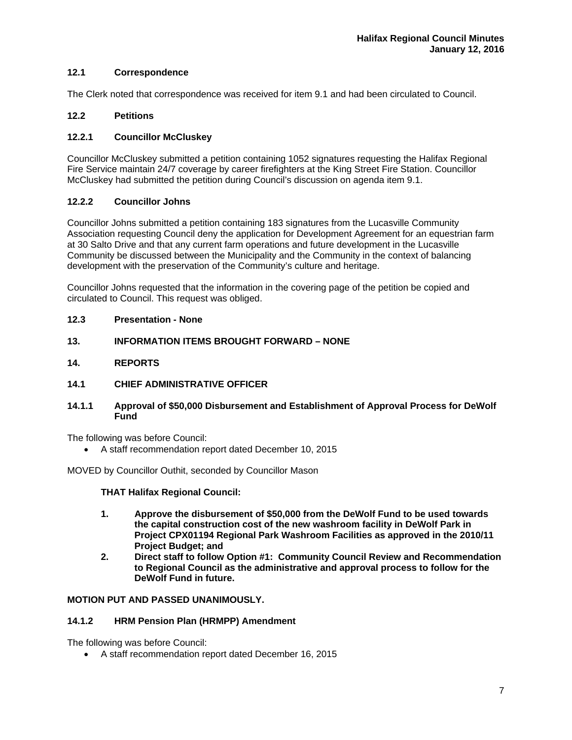### 12.1 Correspondence

The Clerk noted that correspondence was received for item 9.1 and had been circulated to Council.

### 12.2 Petitions

#### 12.2.1 Councillor McCluskey

Councillor McCluskey submitted a petition containing 1052 signatures requesting the Halifax Regional Fire Service maintain 24/7 coverage by career firefighters at the King Street Fire Station. Councillor McCluskey had submitted the petition during Council's discussion on agenda item 9.1.

#### 12.2.2 Councillor Johns

Councillor Johns submitted a petition containing 183 signatures from the Lucasville Community Association requesting Council deny the application for Development Agreement for an equestrian farm at 30 Salto Drive and that any current farm operations and future development in the Lucasville Community be discussed between the Municipality and the Community in the context of balancing development with the preservation of the Community's culture and heritage.

Councillor Johns requested that the information in the covering page of the petition be copied and circulated to Council. This request was obliged.

### 12.3 Presentation - None

## 13. INFORMATION ITEMS BROUGHT FORWARD – NONE

## 14. REPORTS

### 14.1 CHIEF ADMINISTRATIVE OFFICER

#### 14.1.1 Approval of $50,000 Disbursement and Establishment of Approval Process for DeWolf Fund

The following was before Council:

- A staff recommendation report dated December 10, 2015

MOVED by Councillor Outhit, seconded by Councillor Mason

**THAT Halifax Regional Council:**

1. **Approve the disbursement of $50,000 from the DeWolf Fund to be used towards the capital construction cost of the new washroom facility in DeWolf Park in Project CPX01194 Regional Park Washroom Facilities as approved in the 2010/11 Project Budget; and**
2. **Direct staff to follow Option #1: Community Council Review and Recommendation to Regional Council as the administrative and approval process to follow for the DeWolf Fund in future.**

**MOTION PUT AND PASSED UNANIMOUSLY.**

#### 14.1.2 HRM Pension Plan (HRMPP) Amendment

The following was before Council:

- A staff recommendation report dated December 16, 2015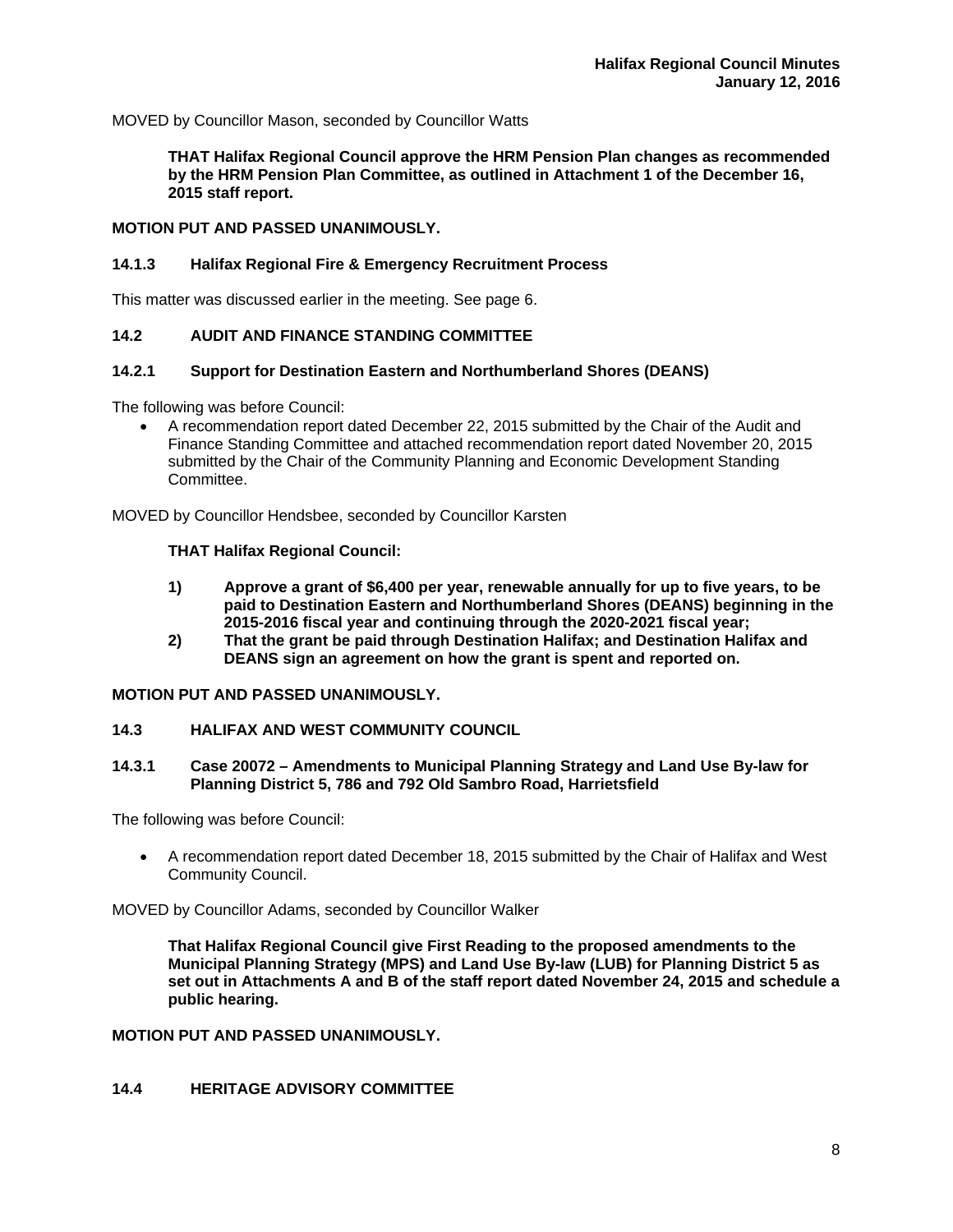MOVED by Councillor Mason, seconded by Councillor Watts

> **THAT Halifax Regional Council approve the HRM Pension Plan changes as recommended by the HRM Pension Plan Committee, as outlined in Attachment 1 of the December 16, 2015 staff report.**

**MOTION PUT AND PASSED UNANIMOUSLY.**

### 14.1.3 Halifax Regional Fire & Emergency Recruitment Process

This matter was discussed earlier in the meeting. See page 6.

## 14.2 AUDIT AND FINANCE STANDING COMMITTEE

### 14.2.1 Support for Destination Eastern and Northumberland Shores (DEANS)

The following was before Council:

- A recommendation report dated December 22, 2015 submitted by the Chair of the Audit and Finance Standing Committee and attached recommendation report dated November 20, 2015 submitted by the Chair of the Community Planning and Economic Development Standing Committee.

MOVED by Councillor Hendsbee, seconded by Councillor Karsten

> **THAT Halifax Regional Council:**
>
> **1) Approve a grant of $6,400 per year, renewable annually for up to five years, to be paid to Destination Eastern and Northumberland Shores (DEANS) beginning in the 2015-2016 fiscal year and continuing through the 2020-2021 fiscal year;**
>
> **2) That the grant be paid through Destination Halifax; and Destination Halifax and DEANS sign an agreement on how the grant is spent and reported on.**

**MOTION PUT AND PASSED UNANIMOUSLY.**

## 14.3 HALIFAX AND WEST COMMUNITY COUNCIL

### 14.3.1 Case 20072 – Amendments to Municipal Planning Strategy and Land Use By-law for Planning District 5, 786 and 792 Old Sambro Road, Harrietsfield

The following was before Council:

- A recommendation report dated December 18, 2015 submitted by the Chair of Halifax and West Community Council.

MOVED by Councillor Adams, seconded by Councillor Walker

> **That Halifax Regional Council give First Reading to the proposed amendments to the Municipal Planning Strategy (MPS) and Land Use By-law (LUB) for Planning District 5 as set out in Attachments A and B of the staff report dated November 24, 2015 and schedule a public hearing.**

**MOTION PUT AND PASSED UNANIMOUSLY.**

## 14.4 HERITAGE ADVISORY COMMITTEE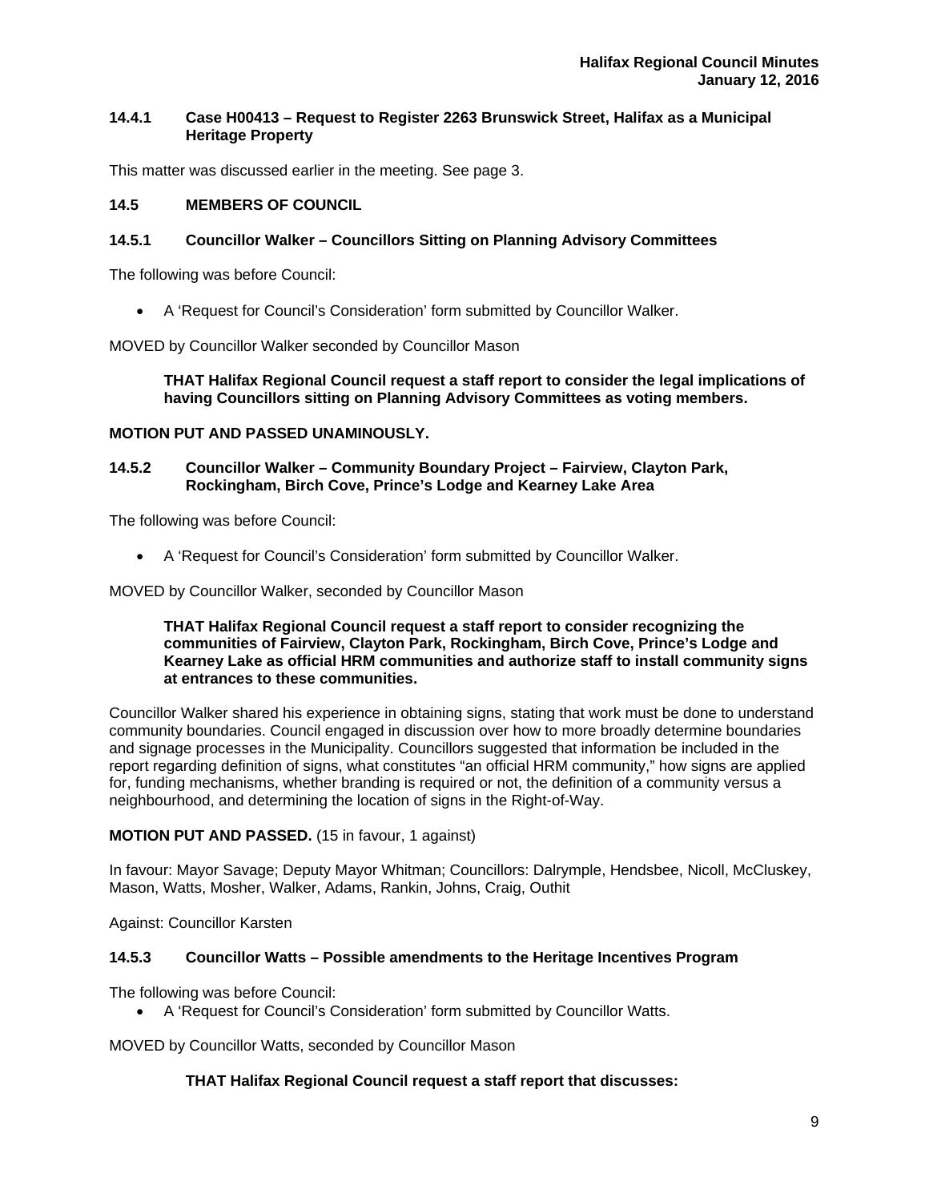### 14.4.1 Case H00413 – Request to Register 2263 Brunswick Street, Halifax as a Municipal Heritage Property

This matter was discussed earlier in the meeting. See page 3.

## 14.5 MEMBERS OF COUNCIL

### 14.5.1 Councillor Walker – Councillors Sitting on Planning Advisory Committees

The following was before Council:

- A 'Request for Council's Consideration' form submitted by Councillor Walker.

MOVED by Councillor Walker seconded by Councillor Mason

> **THAT Halifax Regional Council request a staff report to consider the legal implications of having Councillors sitting on Planning Advisory Committees as voting members.**

**MOTION PUT AND PASSED UNAMINOUSLY.**

### 14.5.2 Councillor Walker – Community Boundary Project – Fairview, Clayton Park, Rockingham, Birch Cove, Prince's Lodge and Kearney Lake Area

The following was before Council:

- A 'Request for Council's Consideration' form submitted by Councillor Walker.

MOVED by Councillor Walker, seconded by Councillor Mason

> **THAT Halifax Regional Council request a staff report to consider recognizing the communities of Fairview, Clayton Park, Rockingham, Birch Cove, Prince's Lodge and Kearney Lake as official HRM communities and authorize staff to install community signs at entrances to these communities.**

Councillor Walker shared his experience in obtaining signs, stating that work must be done to understand community boundaries. Council engaged in discussion over how to more broadly determine boundaries and signage processes in the Municipality. Councillors suggested that information be included in the report regarding definition of signs, what constitutes "an official HRM community," how signs are applied for, funding mechanisms, whether branding is required or not, the definition of a community versus a neighbourhood, and determining the location of signs in the Right-of-Way.

**MOTION PUT AND PASSED.** (15 in favour, 1 against)

In favour: Mayor Savage; Deputy Mayor Whitman; Councillors: Dalrymple, Hendsbee, Nicoll, McCluskey, Mason, Watts, Mosher, Walker, Adams, Rankin, Johns, Craig, Outhit

Against: Councillor Karsten

### 14.5.3 Councillor Watts – Possible amendments to the Heritage Incentives Program

The following was before Council:

- A 'Request for Council's Consideration' form submitted by Councillor Watts.

MOVED by Councillor Watts, seconded by Councillor Mason

> **THAT Halifax Regional Council request a staff report that discusses:**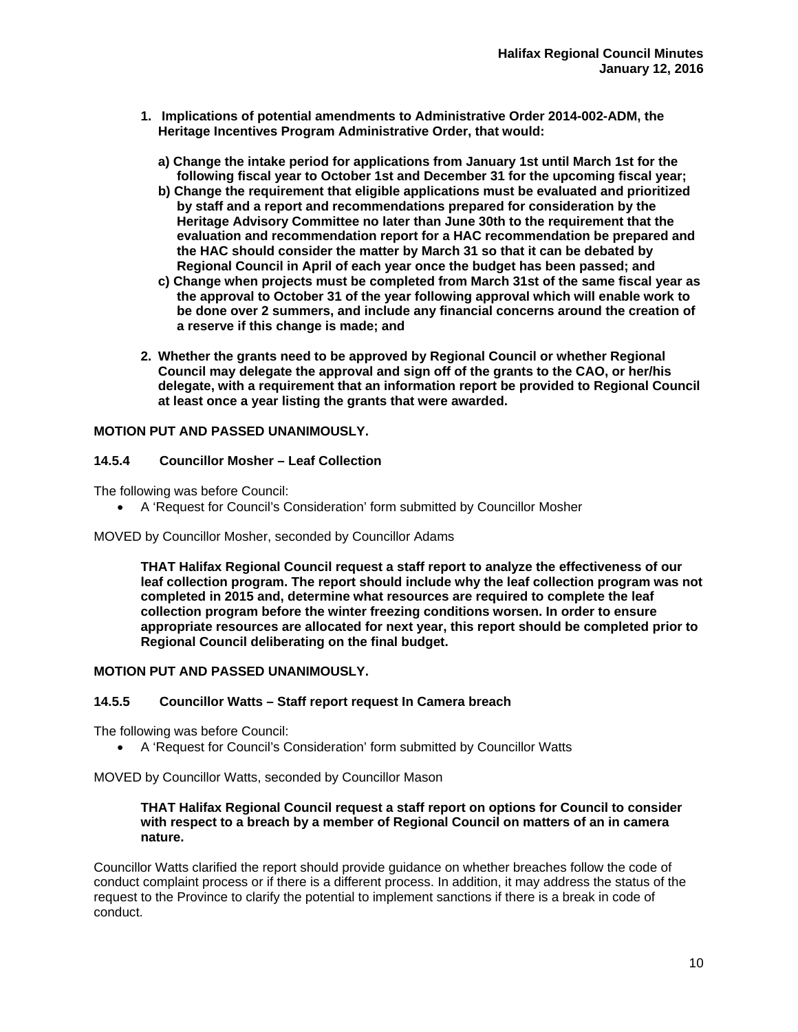**1. Implications of potential amendments to Administrative Order 2014-002-ADM, the Heritage Incentives Program Administrative Order, that would:**

**a) Change the intake period for applications from January 1st until March 1st for the following fiscal year to October 1st and December 31 for the upcoming fiscal year;**

**b) Change the requirement that eligible applications must be evaluated and prioritized by staff and a report and recommendations prepared for consideration by the Heritage Advisory Committee no later than June 30th to the requirement that the evaluation and recommendation report for a HAC recommendation be prepared and the HAC should consider the matter by March 31 so that it can be debated by Regional Council in April of each year once the budget has been passed; and**

**c) Change when projects must be completed from March 31st of the same fiscal year as the approval to October 31 of the year following approval which will enable work to be done over 2 summers, and include any financial concerns around the creation of a reserve if this change is made; and**

**2. Whether the grants need to be approved by Regional Council or whether Regional Council may delegate the approval and sign off of the grants to the CAO, or her/his delegate, with a requirement that an information report be provided to Regional Council at least once a year listing the grants that were awarded.**

**MOTION PUT AND PASSED UNANIMOUSLY.**

### 14.5.4 Councillor Mosher – Leaf Collection

The following was before Council:

- A 'Request for Council's Consideration' form submitted by Councillor Mosher

MOVED by Councillor Mosher, seconded by Councillor Adams

**THAT Halifax Regional Council request a staff report to analyze the effectiveness of our leaf collection program. The report should include why the leaf collection program was not completed in 2015 and, determine what resources are required to complete the leaf collection program before the winter freezing conditions worsen. In order to ensure appropriate resources are allocated for next year, this report should be completed prior to Regional Council deliberating on the final budget.**

**MOTION PUT AND PASSED UNANIMOUSLY.**

### 14.5.5 Councillor Watts – Staff report request In Camera breach

The following was before Council:

- A 'Request for Council's Consideration' form submitted by Councillor Watts

MOVED by Councillor Watts, seconded by Councillor Mason

**THAT Halifax Regional Council request a staff report on options for Council to consider with respect to a breach by a member of Regional Council on matters of an in camera nature.**

Councillor Watts clarified the report should provide guidance on whether breaches follow the code of conduct complaint process or if there is a different process. In addition, it may address the status of the request to the Province to clarify the potential to implement sanctions if there is a break in code of conduct.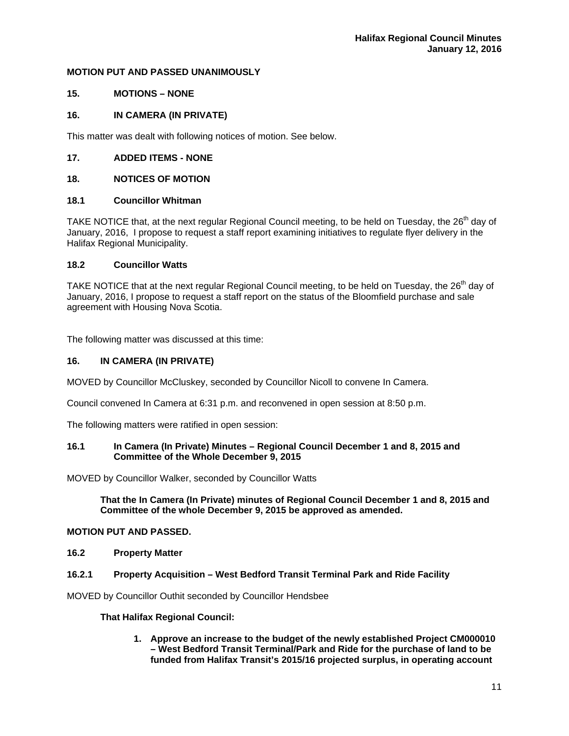**MOTION PUT AND PASSED UNANIMOUSLY**

## 15. MOTIONS – NONE

## 16. IN CAMERA (IN PRIVATE)

This matter was dealt with following notices of motion. See below.

## 17. ADDED ITEMS - NONE

## 18. NOTICES OF MOTION

### 18.1 Councillor Whitman

TAKE NOTICE that, at the next regular Regional Council meeting, to be held on Tuesday, the 26th day of January, 2016, I propose to request a staff report examining initiatives to regulate flyer delivery in the Halifax Regional Municipality.

### 18.2 Councillor Watts

TAKE NOTICE that at the next regular Regional Council meeting, to be held on Tuesday, the 26th day of January, 2016, I propose to request a staff report on the status of the Bloomfield purchase and sale agreement with Housing Nova Scotia.

The following matter was discussed at this time:

## 16. IN CAMERA (IN PRIVATE)

MOVED by Councillor McCluskey, seconded by Councillor Nicoll to convene In Camera.

Council convened In Camera at 6:31 p.m. and reconvened in open session at 8:50 p.m.

The following matters were ratified in open session:

### 16.1 In Camera (In Private) Minutes – Regional Council December 1 and 8, 2015 and Committee of the Whole December 9, 2015

MOVED by Councillor Walker, seconded by Councillor Watts

> **That the In Camera (In Private) minutes of Regional Council December 1 and 8, 2015 and Committee of the whole December 9, 2015 be approved as amended.**

**MOTION PUT AND PASSED.**

### 16.2 Property Matter

#### 16.2.1 Property Acquisition – West Bedford Transit Terminal Park and Ride Facility

MOVED by Councillor Outhit seconded by Councillor Hendsbee

**That Halifax Regional Council:**

1. **Approve an increase to the budget of the newly established Project CM000010 – West Bedford Transit Terminal/Park and Ride for the purchase of land to be funded from Halifax Transit's 2015/16 projected surplus, in operating account**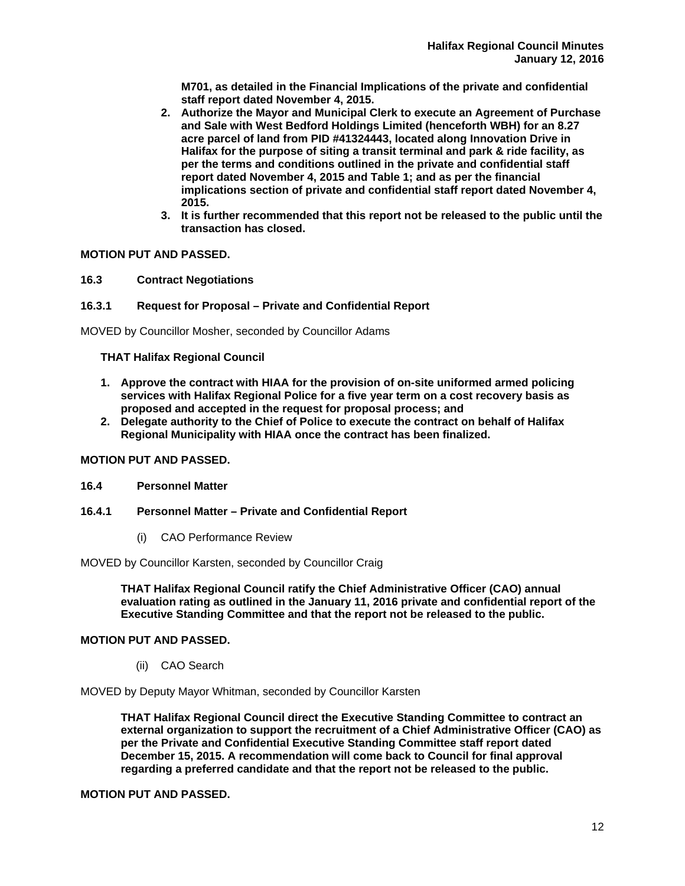**M701, as detailed in the Financial Implications of the private and confidential staff report dated November 4, 2015.**

2. **Authorize the Mayor and Municipal Clerk to execute an Agreement of Purchase and Sale with West Bedford Holdings Limited (henceforth WBH) for an 8.27 acre parcel of land from PID #41324443, located along Innovation Drive in Halifax for the purpose of siting a transit terminal and park & ride facility, as per the terms and conditions outlined in the private and confidential staff report dated November 4, 2015 and Table 1; and as per the financial implications section of private and confidential staff report dated November 4, 2015.**
3. **It is further recommended that this report not be released to the public until the transaction has closed.**

**MOTION PUT AND PASSED.**

**16.3 Contract Negotiations**

**16.3.1 Request for Proposal – Private and Confidential Report**

MOVED by Councillor Mosher, seconded by Councillor Adams

**THAT Halifax Regional Council**

1. **Approve the contract with HIAA for the provision of on-site uniformed armed policing services with Halifax Regional Police for a five year term on a cost recovery basis as proposed and accepted in the request for proposal process; and**
2. **Delegate authority to the Chief of Police to execute the contract on behalf of Halifax Regional Municipality with HIAA once the contract has been finalized.**

**MOTION PUT AND PASSED.**

**16.4 Personnel Matter**

**16.4.1 Personnel Matter – Private and Confidential Report**

(i) CAO Performance Review

MOVED by Councillor Karsten, seconded by Councillor Craig

**THAT Halifax Regional Council ratify the Chief Administrative Officer (CAO) annual evaluation rating as outlined in the January 11, 2016 private and confidential report of the Executive Standing Committee and that the report not be released to the public.**

**MOTION PUT AND PASSED.**

(ii) CAO Search

MOVED by Deputy Mayor Whitman, seconded by Councillor Karsten

**THAT Halifax Regional Council direct the Executive Standing Committee to contract an external organization to support the recruitment of a Chief Administrative Officer (CAO) as per the Private and Confidential Executive Standing Committee staff report dated December 15, 2015. A recommendation will come back to Council for final approval regarding a preferred candidate and that the report not be released to the public.**

**MOTION PUT AND PASSED.**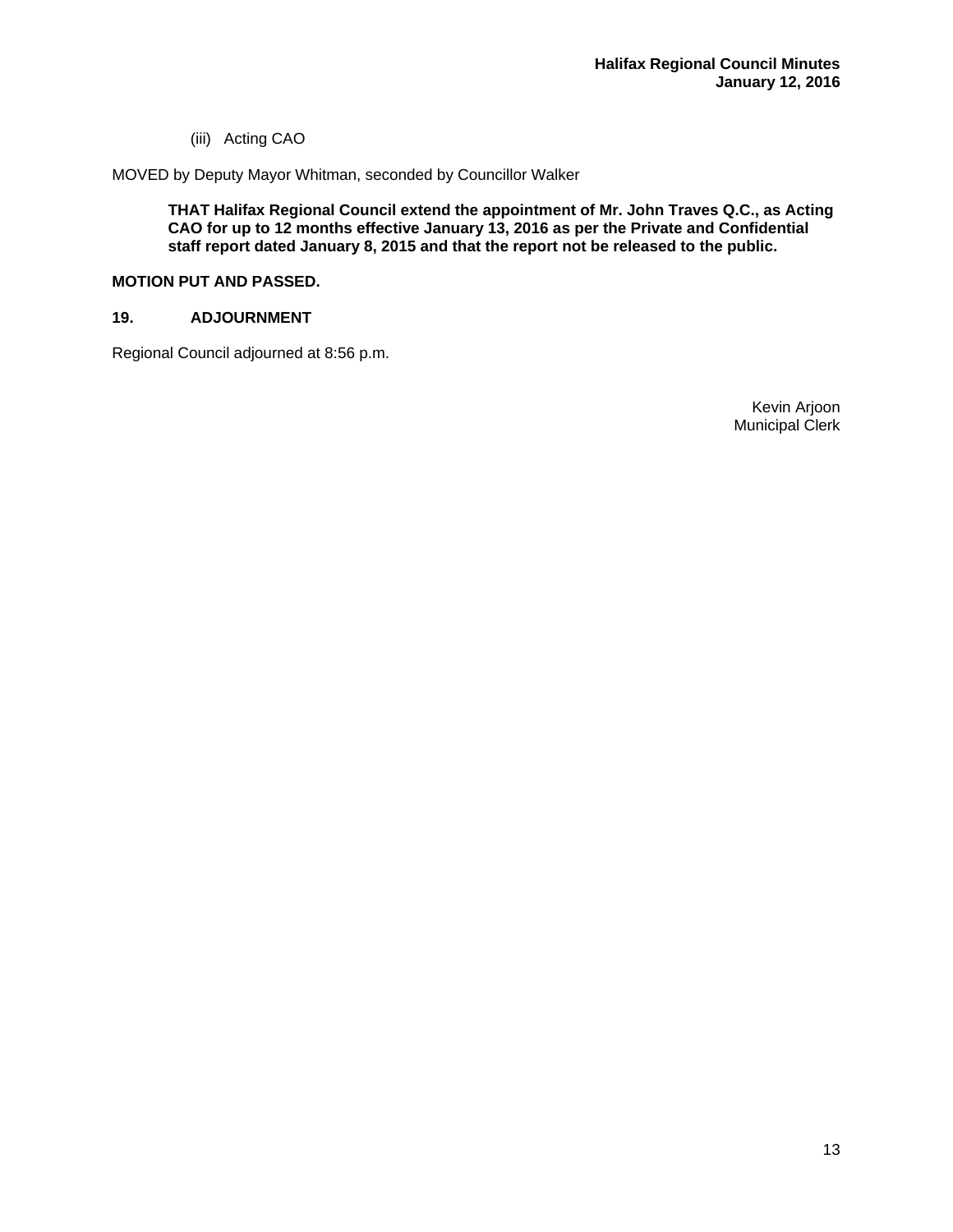(iii) Acting CAO

MOVED by Deputy Mayor Whitman, seconded by Councillor Walker

> **THAT Halifax Regional Council extend the appointment of Mr. John Traves Q.C., as Acting CAO for up to 12 months effective January 13, 2016 as per the Private and Confidential staff report dated January 8, 2015 and that the report not be released to the public.**

**MOTION PUT AND PASSED.**

## 19. ADJOURNMENT

Regional Council adjourned at 8:56 p.m.

Kevin Arjoon
Municipal Clerk